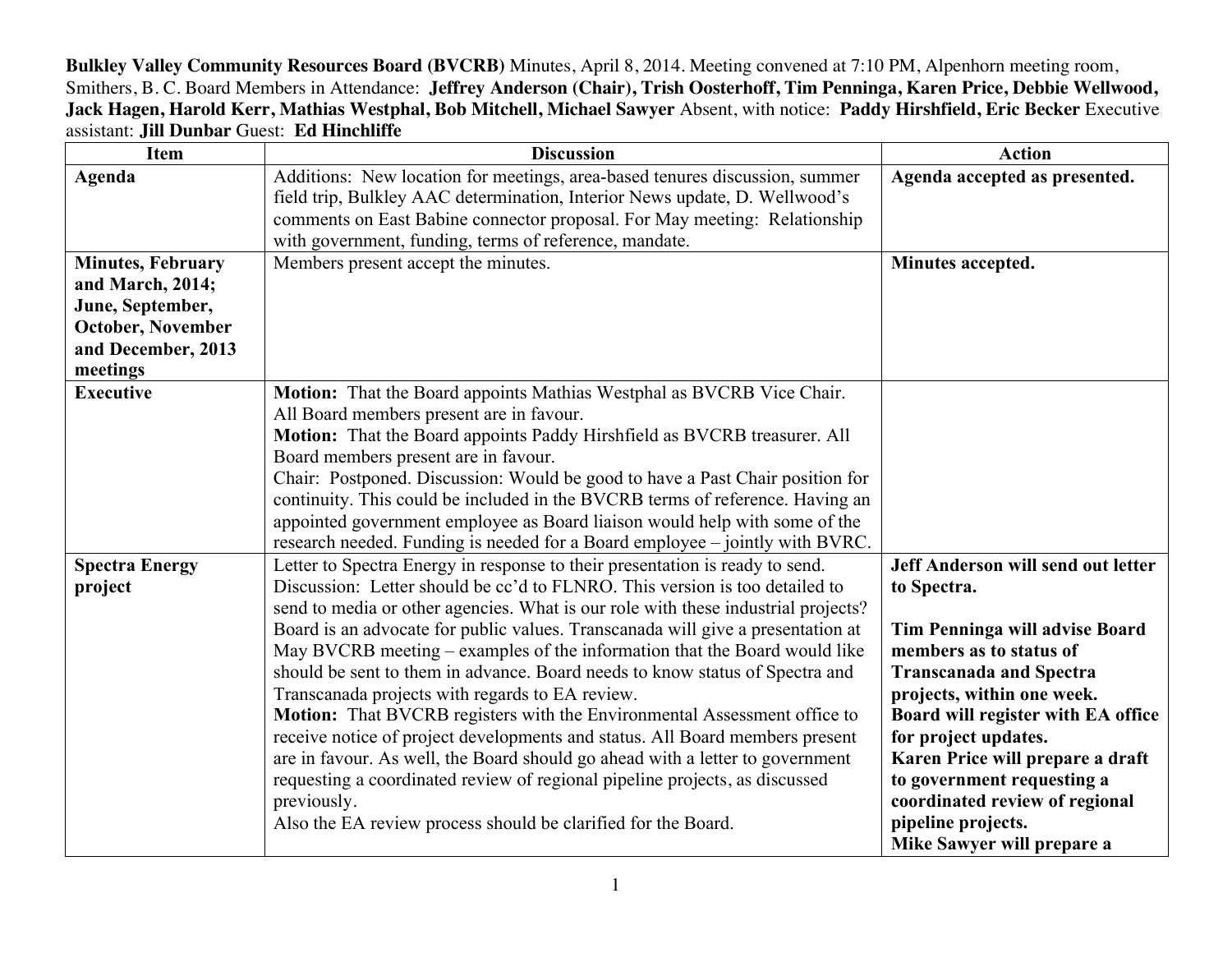**Bulkley Valley Community Resources Board (BVCRB)** Minutes, April 8, 2014. Meeting convened at 7:10 PM, Alpenhorn meeting room, Smithers, B. C. Board Members in Attendance: **Jeffrey Anderson (Chair), Trish Oosterhoff, Tim Penninga, Karen Price, Debbie Wellwood, Jack Hagen, Harold Kerr, Mathias Westphal, Bob Mitchell, Michael Sawyer** Absent, with notice: **Paddy Hirshfield, Eric Becker** Executive assistant: **Jill Dunbar** Guest: **Ed Hinchliffe**

| Item | Discussion | Action |
|---|---|---|
| **Agenda** | Additions: New location for meetings, area-based tenures discussion, summer field trip, Bulkley AAC determination, Interior News update, D. Wellwood's comments on East Babine connector proposal. For May meeting: Relationship with government, funding, terms of reference, mandate. | **Agenda accepted as presented.** |
| **Minutes, February and March, 2014; June, September, October, November and December, 2013 meetings** | Members present accept the minutes. | **Minutes accepted.** |
| **Executive** | **Motion:** That the Board appoints Mathias Westphal as BVCRB Vice Chair. All Board members present are in favour.<br>**Motion:** That the Board appoints Paddy Hirshfield as BVCRB treasurer. All Board members present are in favour.<br>Chair: Postponed. Discussion: Would be good to have a Past Chair position for continuity. This could be included in the BVCRB terms of reference. Having an appointed government employee as Board liaison would help with some of the research needed. Funding is needed for a Board employee – jointly with BVRC. | |
| **Spectra Energy project** | Letter to Spectra Energy in response to their presentation is ready to send. Discussion: Letter should be cc'd to FLNRO. This version is too detailed to send to media or other agencies. What is our role with these industrial projects? Board is an advocate for public values. Transcanada will give a presentation at May BVCRB meeting – examples of the information that the Board would like should be sent to them in advance. Board needs to know status of Spectra and Transcanada projects with regards to EA review.<br>**Motion:** That BVCRB registers with the Environmental Assessment office to receive notice of project developments and status. All Board members present are in favour. As well, the Board should go ahead with a letter to government requesting a coordinated review of regional pipeline projects, as discussed previously.<br>Also the EA review process should be clarified for the Board. | **Jeff Anderson will send out letter to Spectra.**<br><br>**Tim Penninga will advise Board members as to status of Transcanada and Spectra projects, within one week.**<br>**Board will register with EA office for project updates.**<br>**Karen Price will prepare a draft to government requesting a coordinated review of regional pipeline projects.**<br>**Mike Sawyer will prepare a** |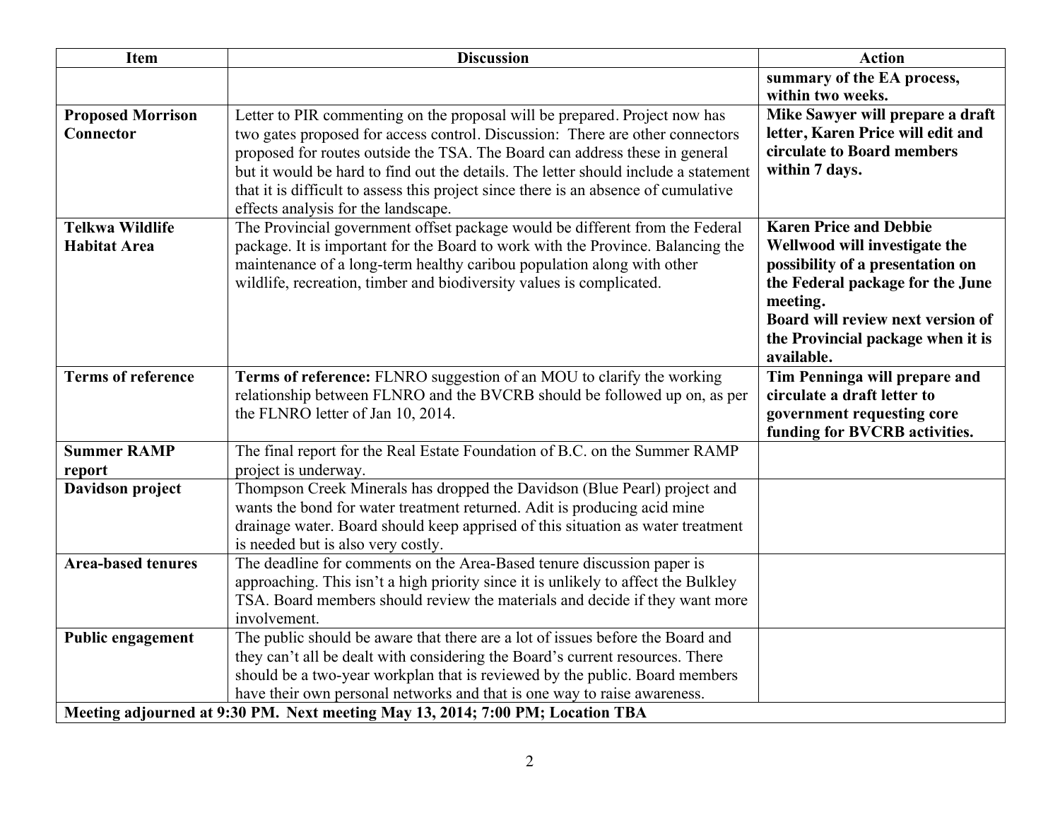| Item | Discussion | Action |
|---|---|---|
| | | **summary of the EA process, within two weeks.** |
| **Proposed Morrison Connector** | Letter to PIR commenting on the proposal will be prepared. Project now has two gates proposed for access control. Discussion: There are other connectors proposed for routes outside the TSA. The Board can address these in general but it would be hard to find out the details. The letter should include a statement that it is difficult to assess this project since there is an absence of cumulative effects analysis for the landscape. | **Mike Sawyer will prepare a draft letter, Karen Price will edit and circulate to Board members within 7 days.** |
| **Telkwa Wildlife Habitat Area** | The Provincial government offset package would be different from the Federal package. It is important for the Board to work with the Province. Balancing the maintenance of a long-term healthy caribou population along with other wildlife, recreation, timber and biodiversity values is complicated. | **Karen Price and Debbie Wellwood will investigate the possibility of a presentation on the Federal package for the June meeting.** <br> **Board will review next version of the Provincial package when it is available.** |
| **Terms of reference** | **Terms of reference:** FLNRO suggestion of an MOU to clarify the working relationship between FLNRO and the BVCRB should be followed up on, as per the FLNRO letter of Jan 10, 2014. | **Tim Penninga will prepare and circulate a draft letter to government requesting core funding for BVCRB activities.** |
| **Summer RAMP report** | The final report for the Real Estate Foundation of B.C. on the Summer RAMP project is underway. | |
| **Davidson project** | Thompson Creek Minerals has dropped the Davidson (Blue Pearl) project and wants the bond for water treatment returned. Adit is producing acid mine drainage water. Board should keep apprised of this situation as water treatment is needed but is also very costly. | |
| **Area-based tenures** | The deadline for comments on the Area-Based tenure discussion paper is approaching. This isn't a high priority since it is unlikely to affect the Bulkley TSA. Board members should review the materials and decide if they want more involvement. | |
| **Public engagement** | The public should be aware that there are a lot of issues before the Board and they can't all be dealt with considering the Board's current resources. There should be a two-year workplan that is reviewed by the public. Board members have their own personal networks and that is one way to raise awareness. | |
| **Meeting adjourned at 9:30 PM. Next meeting May 13, 2014; 7:00 PM; Location TBA** | | |